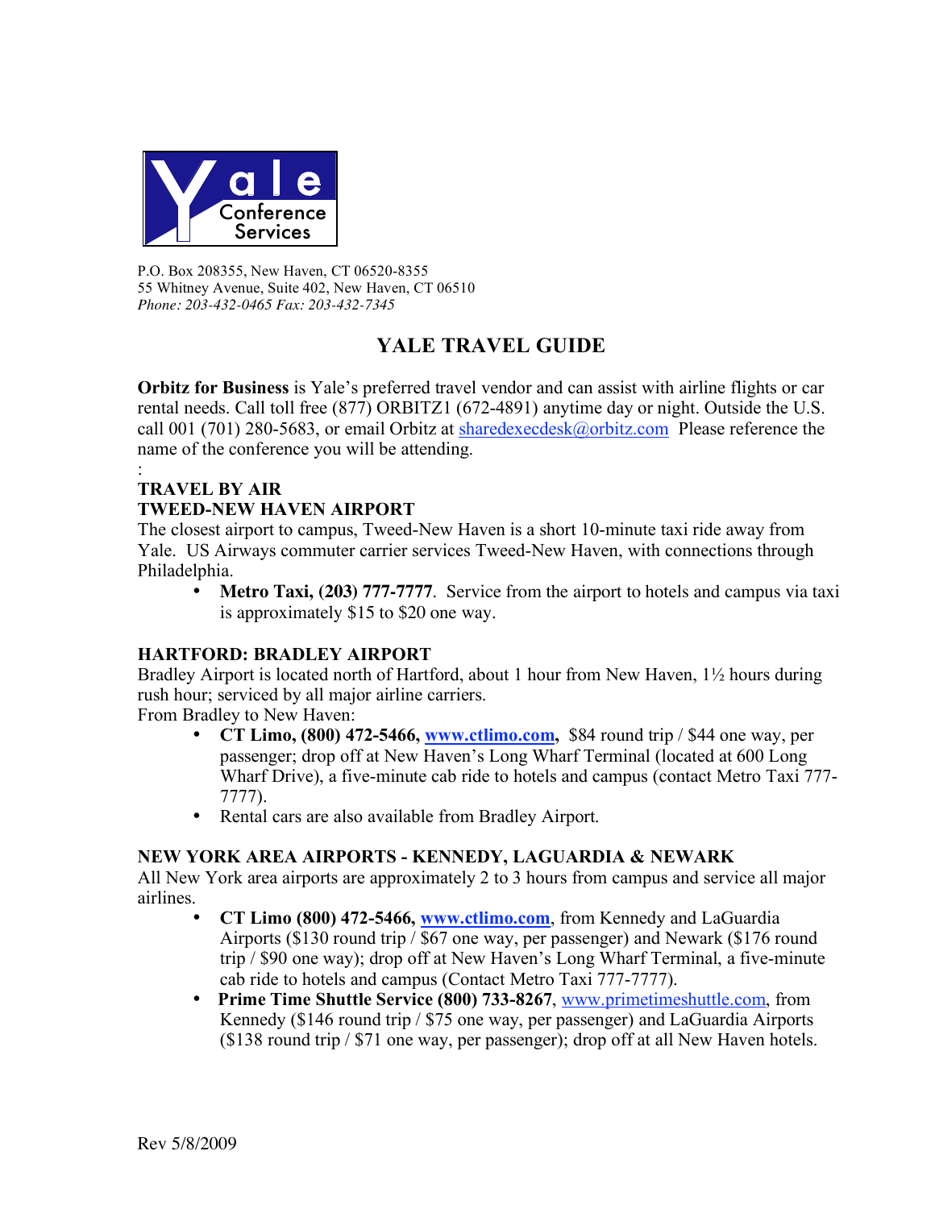**Yale Conference Services**

P.O. Box 208355, New Haven, CT 06520-8355
55 Whitney Avenue, Suite 402, New Haven, CT 06510
*Phone: 203-432-0465 Fax: 203-432-7345*

# YALE TRAVEL GUIDE

**Orbitz for Business** is Yale's preferred travel vendor and can assist with airline flights or car rental needs. Call toll free (877) ORBITZ1 (672-4891) anytime day or night. Outside the U.S. call 001 (701) 280-5683, or email Orbitz at sharedexecdesk@orbitz.com Please reference the name of the conference you will be attending.

:

## TRAVEL BY AIR

### TWEED-NEW HAVEN AIRPORT

The closest airport to campus, Tweed-New Haven is a short 10-minute taxi ride away from Yale. US Airways commuter carrier services Tweed-New Haven, with connections through Philadelphia.

- **Metro Taxi, (203) 777-7777**. Service from the airport to hotels and campus via taxi is approximately $15 to $20 one way.

### HARTFORD: BRADLEY AIRPORT

Bradley Airport is located north of Hartford, about 1 hour from New Haven, 1½ hours during rush hour; serviced by all major airline carriers.

From Bradley to New Haven:

- **CT Limo, (800) 472-5466, www.ctlimo.com,** $84 round trip / $44 one way, per passenger; drop off at New Haven's Long Wharf Terminal (located at 600 Long Wharf Drive), a five-minute cab ride to hotels and campus (contact Metro Taxi 777-7777).
- Rental cars are also available from Bradley Airport.

### NEW YORK AREA AIRPORTS - KENNEDY, LAGUARDIA & NEWARK

All New York area airports are approximately 2 to 3 hours from campus and service all major airlines.

- **CT Limo (800) 472-5466, www.ctlimo.com**, from Kennedy and LaGuardia Airports ($130 round trip / $67 one way, per passenger) and Newark ($176 round trip / $90 one way); drop off at New Haven's Long Wharf Terminal, a five-minute cab ride to hotels and campus (Contact Metro Taxi 777-7777).
- **Prime Time Shuttle Service (800) 733-8267**, www.primetimeshuttle.com, from Kennedy ($146 round trip / $75 one way, per passenger) and LaGuardia Airports ($138 round trip / $71 one way, per passenger); drop off at all New Haven hotels.

Rev 5/8/2009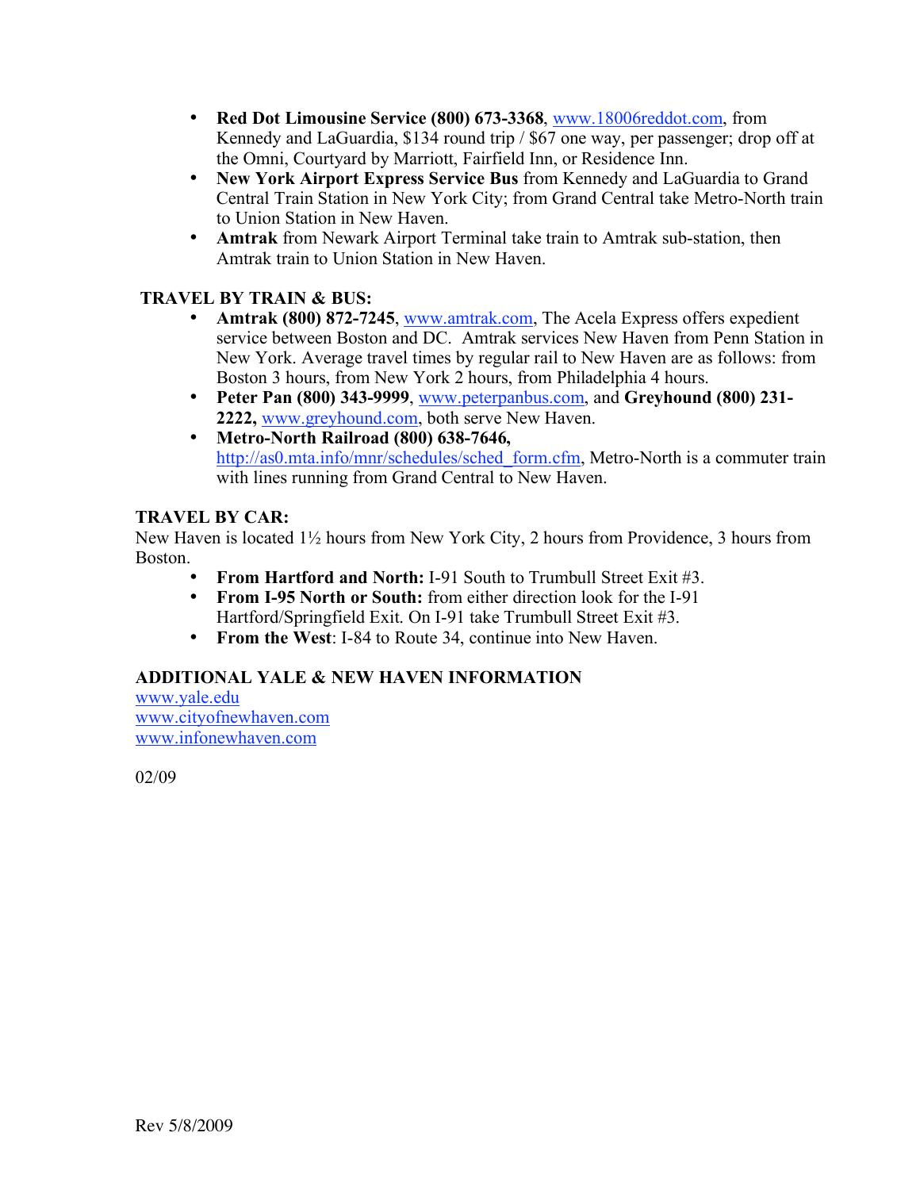- **Red Dot Limousine Service (800) 673-3368**, www.18006reddot.com, from Kennedy and LaGuardia, $134 round trip / $67 one way, per passenger; drop off at the Omni, Courtyard by Marriott, Fairfield Inn, or Residence Inn.
- **New York Airport Express Service Bus** from Kennedy and LaGuardia to Grand Central Train Station in New York City; from Grand Central take Metro-North train to Union Station in New Haven.
- **Amtrak** from Newark Airport Terminal take train to Amtrak sub-station, then Amtrak train to Union Station in New Haven.

**TRAVEL BY TRAIN & BUS:**

- **Amtrak (800) 872-7245**, www.amtrak.com, The Acela Express offers expedient service between Boston and DC. Amtrak services New Haven from Penn Station in New York. Average travel times by regular rail to New Haven are as follows: from Boston 3 hours, from New York 2 hours, from Philadelphia 4 hours.
- **Peter Pan (800) 343-9999**, www.peterpanbus.com, and **Greyhound (800) 231-2222,** www.greyhound.com, both serve New Haven.
- **Metro-North Railroad (800) 638-7646,** http://as0.mta.info/mnr/schedules/sched_form.cfm, Metro-North is a commuter train with lines running from Grand Central to New Haven.

**TRAVEL BY CAR:**

New Haven is located 1½ hours from New York City, 2 hours from Providence, 3 hours from Boston.

- **From Hartford and North:** I-91 South to Trumbull Street Exit #3.
- **From I-95 North or South:** from either direction look for the I-91 Hartford/Springfield Exit. On I-91 take Trumbull Street Exit #3.
- **From the West**: I-84 to Route 34, continue into New Haven.

**ADDITIONAL YALE & NEW HAVEN INFORMATION**

www.yale.edu
www.cityofnewhaven.com
www.infonewhaven.com

02/09

Rev 5/8/2009